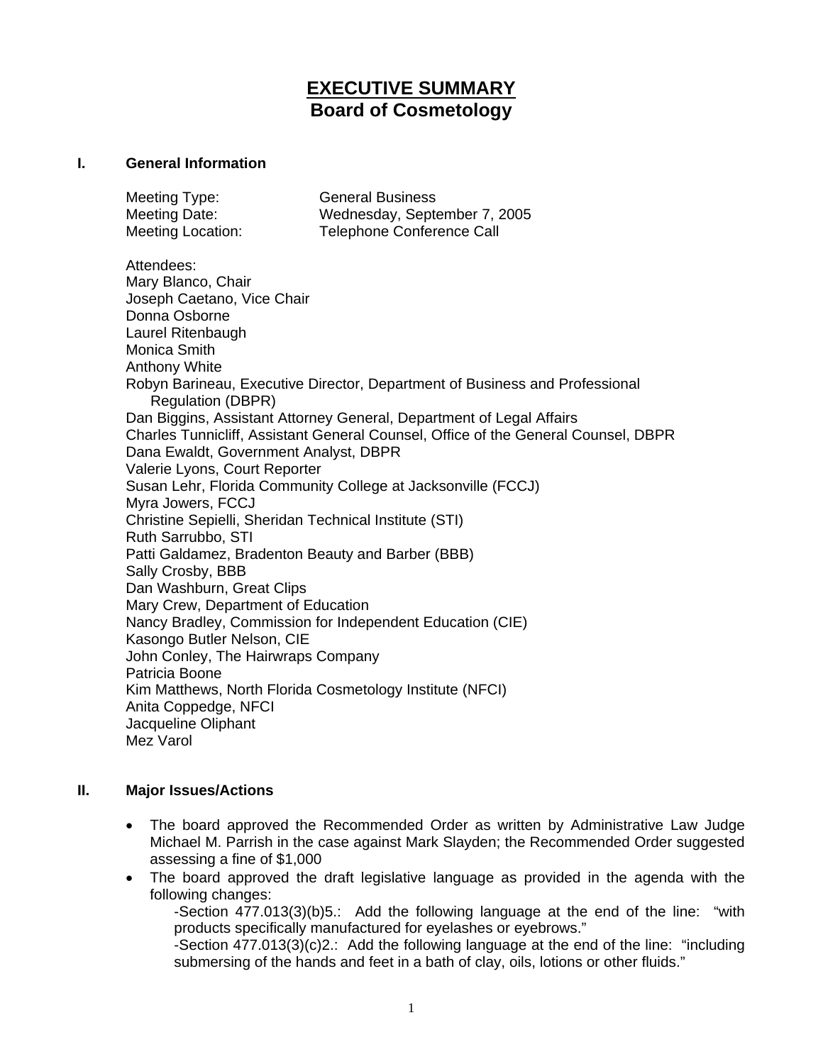# EXECUTIVE SUMMARY
## Board of Cosmetology

### I. General Information

Meeting Type: General Business
Meeting Date: Wednesday, September 7, 2005
Meeting Location: Telephone Conference Call

Attendees:
Mary Blanco, Chair
Joseph Caetano, Vice Chair
Donna Osborne
Laurel Ritenbaugh
Monica Smith
Anthony White
Robyn Barineau, Executive Director, Department of Business and Professional Regulation (DBPR)
Dan Biggins, Assistant Attorney General, Department of Legal Affairs
Charles Tunnicliff, Assistant General Counsel, Office of the General Counsel, DBPR
Dana Ewaldt, Government Analyst, DBPR
Valerie Lyons, Court Reporter
Susan Lehr, Florida Community College at Jacksonville (FCCJ)
Myra Jowers, FCCJ
Christine Sepielli, Sheridan Technical Institute (STI)
Ruth Sarrubbo, STI
Patti Galdamez, Bradenton Beauty and Barber (BBB)
Sally Crosby, BBB
Dan Washburn, Great Clips
Mary Crew, Department of Education
Nancy Bradley, Commission for Independent Education (CIE)
Kasongo Butler Nelson, CIE
John Conley, The Hairwraps Company
Patricia Boone
Kim Matthews, North Florida Cosmetology Institute (NFCI)
Anita Coppedge, NFCI
Jacqueline Oliphant
Mez Varol

### II. Major Issues/Actions

- The board approved the Recommended Order as written by Administrative Law Judge Michael M. Parrish in the case against Mark Slayden; the Recommended Order suggested assessing a fine of $1,000
- The board approved the draft legislative language as provided in the agenda with the following changes:
  - -Section 477.013(3)(b)5.: Add the following language at the end of the line: "with products specifically manufactured for eyelashes or eyebrows."
  - -Section 477.013(3)(c)2.: Add the following language at the end of the line: "including submersing of the hands and feet in a bath of clay, oils, lotions or other fluids."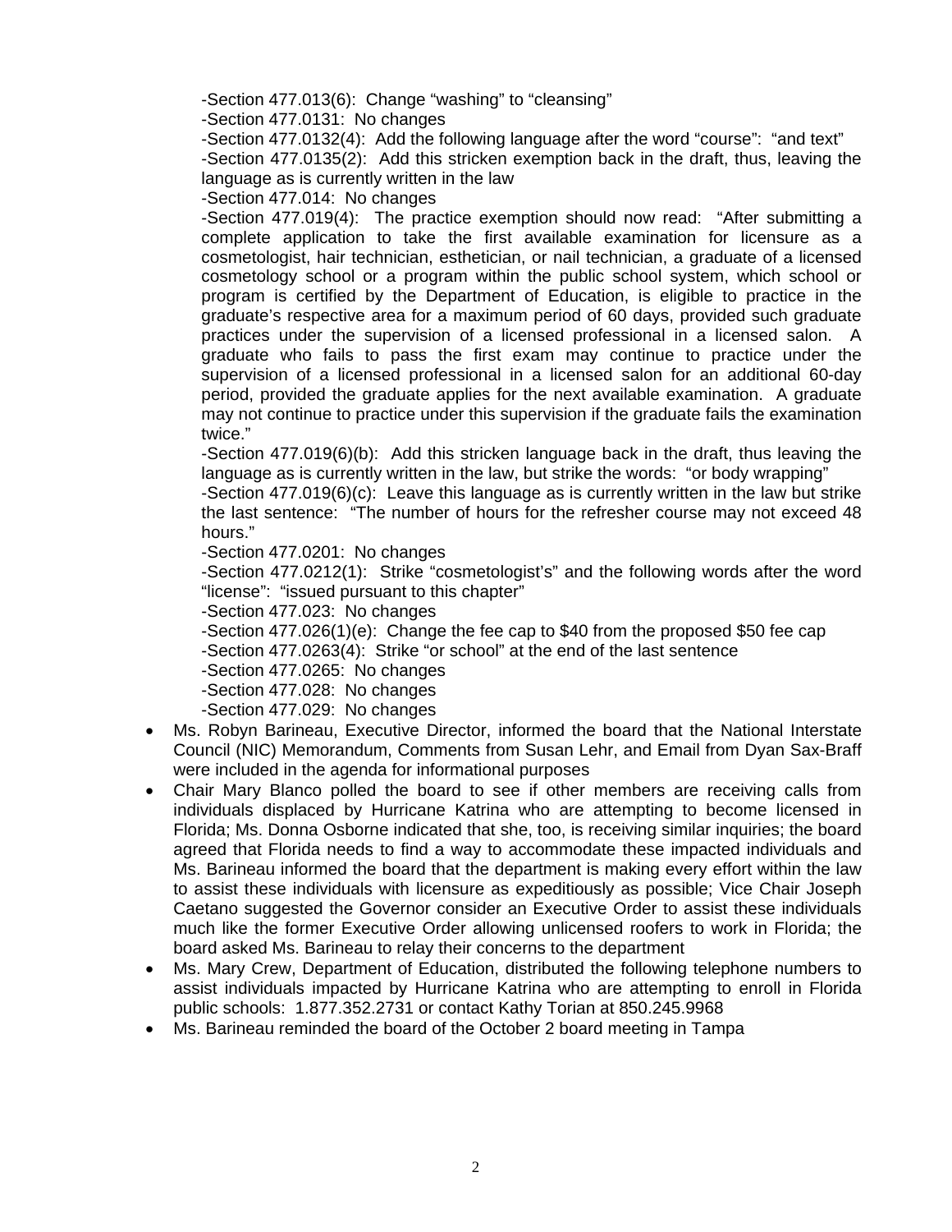-Section 477.013(6): Change “washing” to “cleansing”

-Section 477.0131: No changes

-Section 477.0132(4): Add the following language after the word “course”: “and text”

-Section 477.0135(2): Add this stricken exemption back in the draft, thus, leaving the language as is currently written in the law

-Section 477.014: No changes

-Section 477.019(4): The practice exemption should now read: “After submitting a complete application to take the first available examination for licensure as a cosmetologist, hair technician, esthetician, or nail technician, a graduate of a licensed cosmetology school or a program within the public school system, which school or program is certified by the Department of Education, is eligible to practice in the graduate’s respective area for a maximum period of 60 days, provided such graduate practices under the supervision of a licensed professional in a licensed salon. A graduate who fails to pass the first exam may continue to practice under the supervision of a licensed professional in a licensed salon for an additional 60-day period, provided the graduate applies for the next available examination. A graduate may not continue to practice under this supervision if the graduate fails the examination twice.”

-Section 477.019(6)(b): Add this stricken language back in the draft, thus leaving the language as is currently written in the law, but strike the words: “or body wrapping”

-Section 477.019(6)(c): Leave this language as is currently written in the law but strike the last sentence: “The number of hours for the refresher course may not exceed 48 hours.”

-Section 477.0201: No changes

-Section 477.0212(1): Strike “cosmetologist’s” and the following words after the word “license”: “issued pursuant to this chapter”

-Section 477.023: No changes

-Section 477.026(1)(e): Change the fee cap to $40 from the proposed $50 fee cap

-Section 477.0263(4): Strike “or school” at the end of the last sentence

-Section 477.0265: No changes

-Section 477.028: No changes

-Section 477.029: No changes

- Ms. Robyn Barineau, Executive Director, informed the board that the National Interstate Council (NIC) Memorandum, Comments from Susan Lehr, and Email from Dyan Sax-Braff were included in the agenda for informational purposes
- Chair Mary Blanco polled the board to see if other members are receiving calls from individuals displaced by Hurricane Katrina who are attempting to become licensed in Florida; Ms. Donna Osborne indicated that she, too, is receiving similar inquiries; the board agreed that Florida needs to find a way to accommodate these impacted individuals and Ms. Barineau informed the board that the department is making every effort within the law to assist these individuals with licensure as expeditiously as possible; Vice Chair Joseph Caetano suggested the Governor consider an Executive Order to assist these individuals much like the former Executive Order allowing unlicensed roofers to work in Florida; the board asked Ms. Barineau to relay their concerns to the department
- Ms. Mary Crew, Department of Education, distributed the following telephone numbers to assist individuals impacted by Hurricane Katrina who are attempting to enroll in Florida public schools: 1.877.352.2731 or contact Kathy Torian at 850.245.9968
- Ms. Barineau reminded the board of the October 2 board meeting in Tampa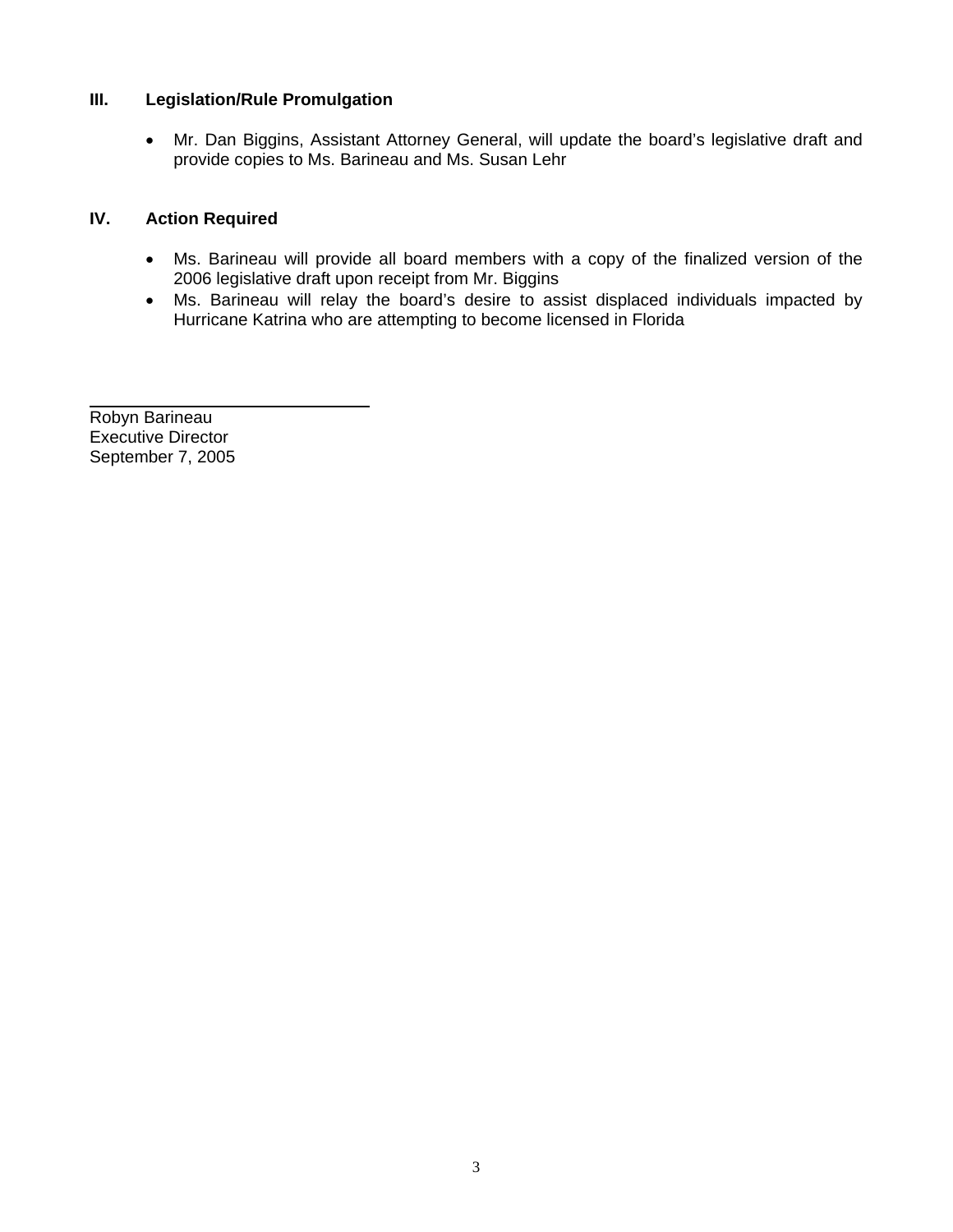### III. Legislation/Rule Promulgation

- Mr. Dan Biggins, Assistant Attorney General, will update the board's legislative draft and provide copies to Ms. Barineau and Ms. Susan Lehr

### IV. Action Required

- Ms. Barineau will provide all board members with a copy of the finalized version of the 2006 legislative draft upon receipt from Mr. Biggins
- Ms. Barineau will relay the board's desire to assist displaced individuals impacted by Hurricane Katrina who are attempting to become licensed in Florida

Robyn Barineau
Executive Director
September 7, 2005